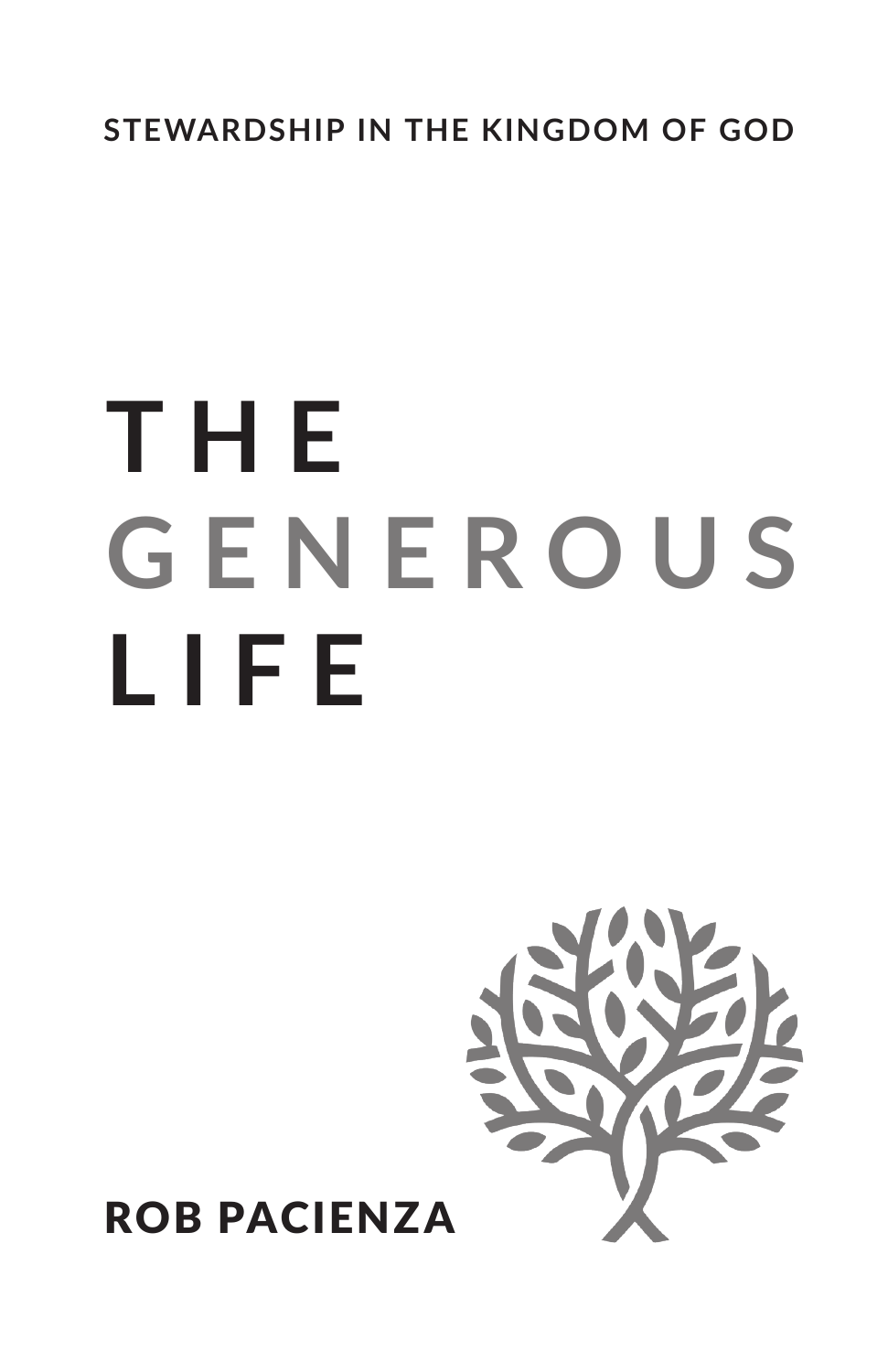**STEWARDSHIP IN THE KINGDOM OF GOD**

# THE GENEROUS LIFE

**ROB PACIENZA**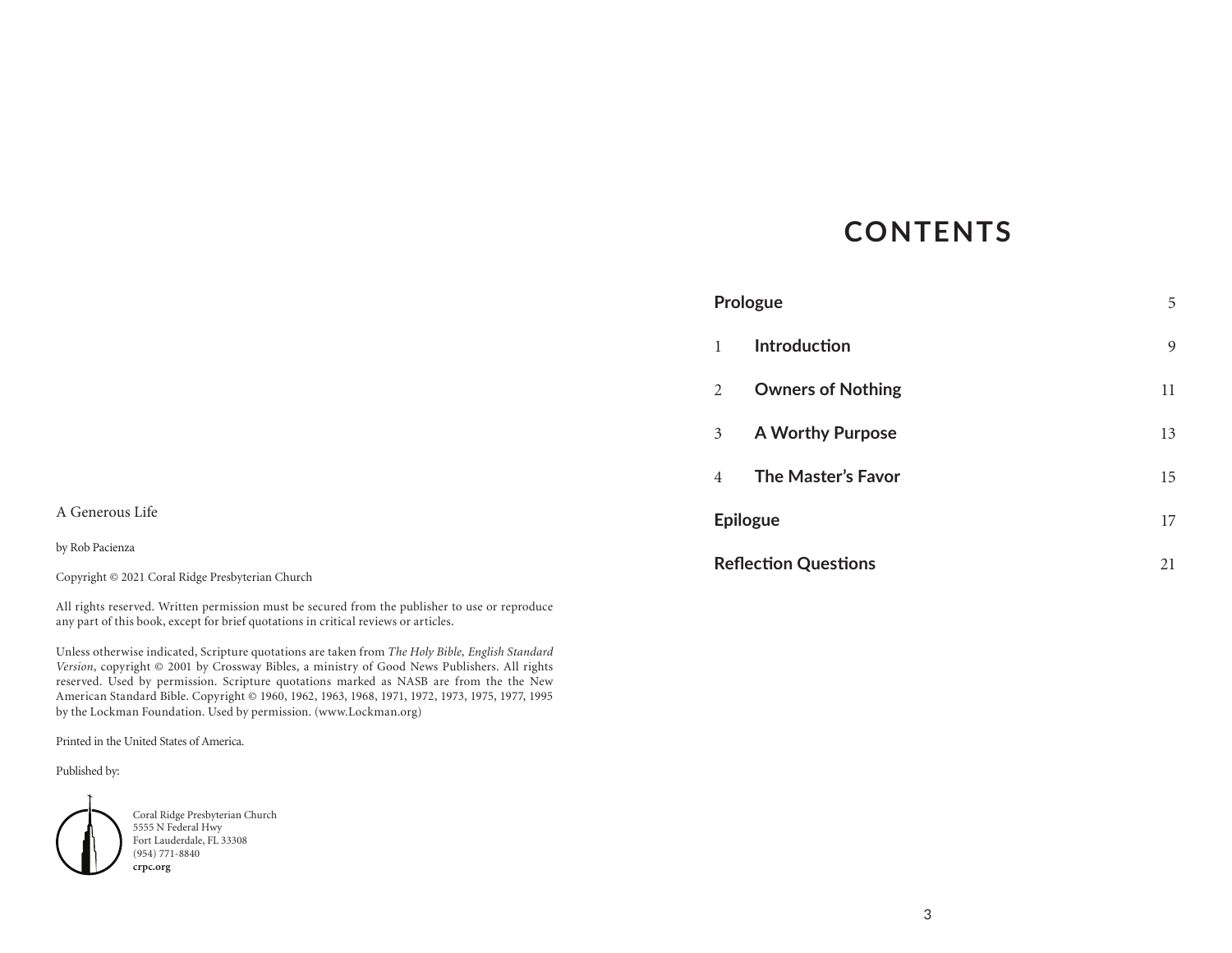A Generous Life

by Rob Pacienza

Copyright © 2021 Coral Ridge Presbyterian Church

All rights reserved. Written permission must be secured from the publisher to use or reproduce any part of this book, except for brief quotations in critical reviews or articles.

Unless otherwise indicated, Scripture quotations are taken from *The Holy Bible, English Standard Version*, copyright © 2001 by Crossway Bibles, a ministry of Good News Publishers. All rights reserved. Used by permission. Scripture quotations marked as NASB are from the the New American Standard Bible. Copyright © 1960, 1962, 1963, 1968, 1971, 1972, 1973, 1975, 1977, 1995 by the Lockman Foundation. Used by permission. (www.Lockman.org)

Printed in the United States of America.

Published by:

Coral Ridge Presbyterian Church
5555 N Federal Hwy
Fort Lauderdale, FL 33308
(954) 771-8840
**crpc.org**

# CONTENTS

| | | |
|---|---|---|
| **Prologue** | | 5 |
| 1 | **Introduction** | 9 |
| 2 | **Owners of Nothing** | 11 |
| 3 | **A Worthy Purpose** | 13 |
| 4 | **The Master's Favor** | 15 |
| **Epilogue** | | 17 |
| **Reflection Questions** | | 21 |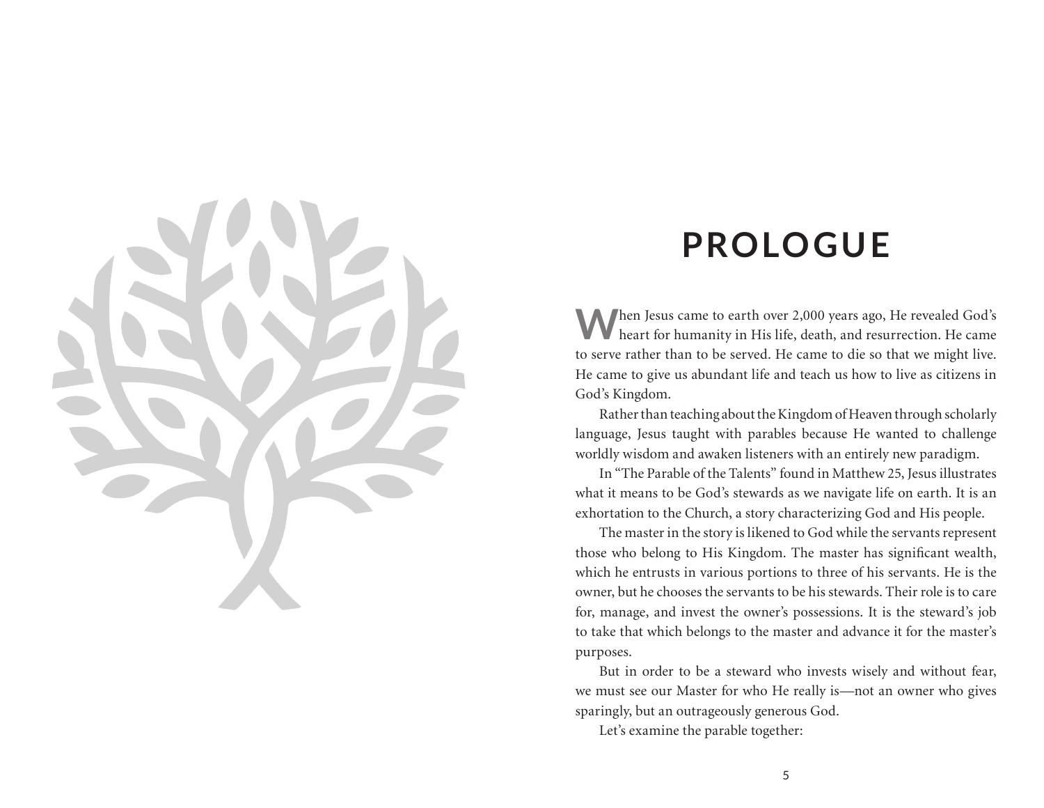# PROLOGUE

When Jesus came to earth over 2,000 years ago, He revealed God's heart for humanity in His life, death, and resurrection. He came to serve rather than to be served. He came to die so that we might live. He came to give us abundant life and teach us how to live as citizens in God's Kingdom.

Rather than teaching about the Kingdom of Heaven through scholarly language, Jesus taught with parables because He wanted to challenge worldly wisdom and awaken listeners with an entirely new paradigm.

In "The Parable of the Talents" found in Matthew 25, Jesus illustrates what it means to be God's stewards as we navigate life on earth. It is an exhortation to the Church, a story characterizing God and His people.

The master in the story is likened to God while the servants represent those who belong to His Kingdom. The master has significant wealth, which he entrusts in various portions to three of his servants. He is the owner, but he chooses the servants to be his stewards. Their role is to care for, manage, and invest the owner's possessions. It is the steward's job to take that which belongs to the master and advance it for the master's purposes.

But in order to be a steward who invests wisely and without fear, we must see our Master for who He really is—not an owner who gives sparingly, but an outrageously generous God.

Let's examine the parable together: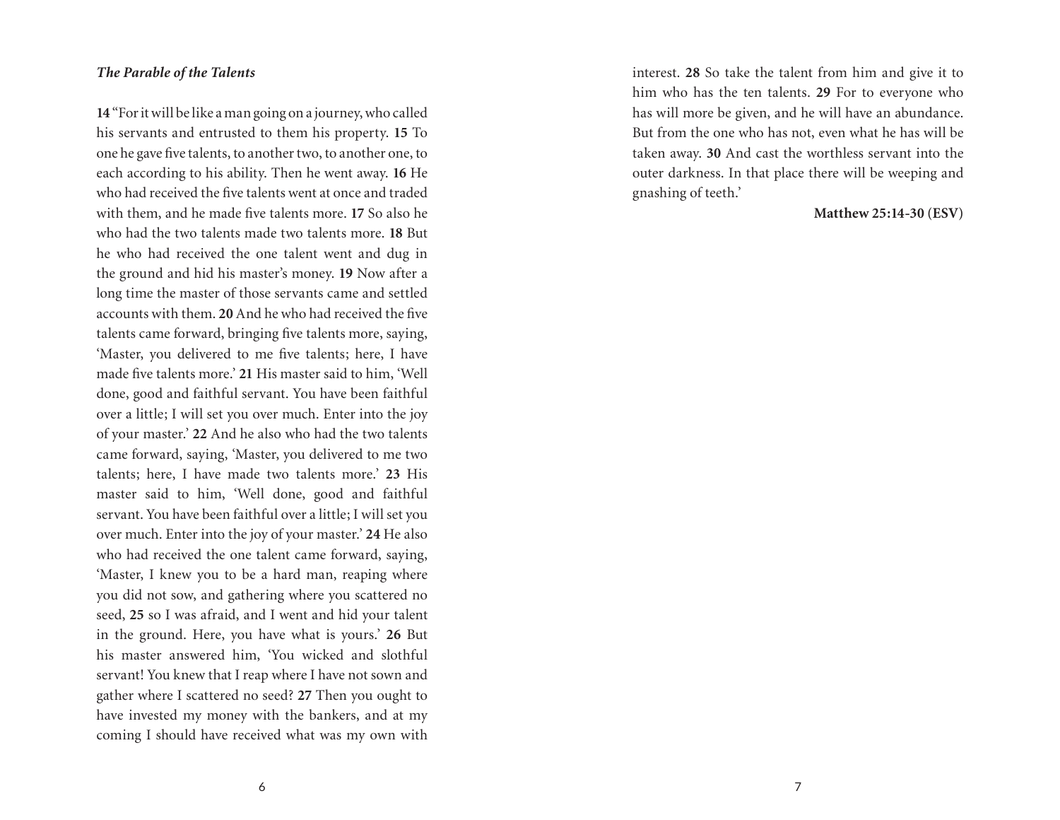*The Parable of the Talents*

**14** "For it will be like a man going on a journey, who called his servants and entrusted to them his property. **15** To one he gave five talents, to another two, to another one, to each according to his ability. Then he went away. **16** He who had received the five talents went at once and traded with them, and he made five talents more. **17** So also he who had the two talents made two talents more. **18** But he who had received the one talent went and dug in the ground and hid his master's money. **19** Now after a long time the master of those servants came and settled accounts with them. **20** And he who had received the five talents came forward, bringing five talents more, saying, 'Master, you delivered to me five talents; here, I have made five talents more.' **21** His master said to him, 'Well done, good and faithful servant. You have been faithful over a little; I will set you over much. Enter into the joy of your master.' **22** And he also who had the two talents came forward, saying, 'Master, you delivered to me two talents; here, I have made two talents more.' **23** His master said to him, 'Well done, good and faithful servant. You have been faithful over a little; I will set you over much. Enter into the joy of your master.' **24** He also who had received the one talent came forward, saying, 'Master, I knew you to be a hard man, reaping where you did not sow, and gathering where you scattered no seed, **25** so I was afraid, and I went and hid your talent in the ground. Here, you have what is yours.' **26** But his master answered him, 'You wicked and slothful servant! You knew that I reap where I have not sown and gather where I scattered no seed? **27** Then you ought to have invested my money with the bankers, and at my coming I should have received what was my own with interest. **28** So take the talent from him and give it to him who has the ten talents. **29** For to everyone who has will more be given, and he will have an abundance. But from the one who has not, even what he has will be taken away. **30** And cast the worthless servant into the outer darkness. In that place there will be weeping and gnashing of teeth.'

**Matthew 25:14-30 (ESV)**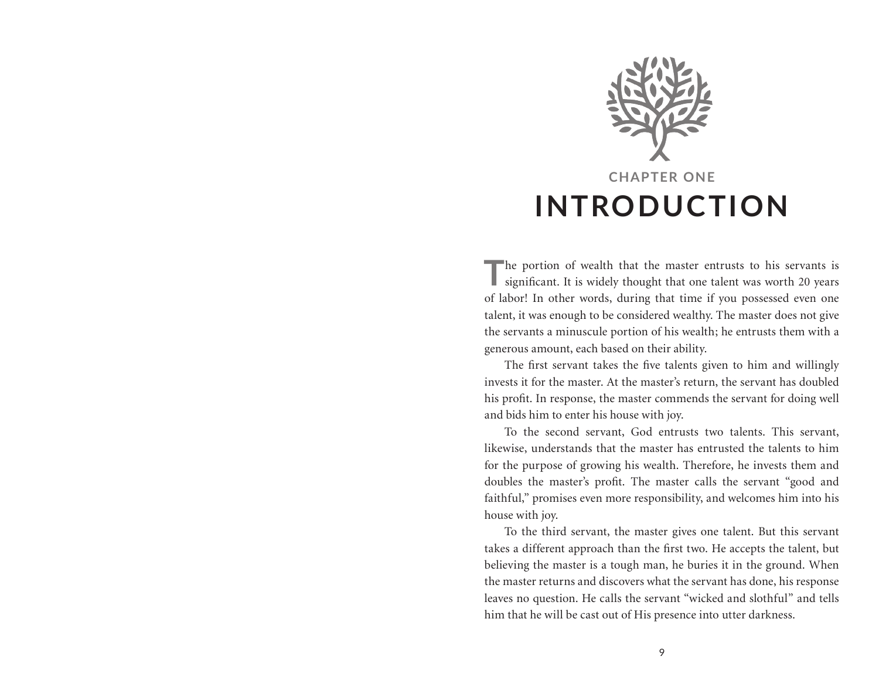## CHAPTER ONE

# INTRODUCTION

The portion of wealth that the master entrusts to his servants is significant. It is widely thought that one talent was worth 20 years of labor! In other words, during that time if you possessed even one talent, it was enough to be considered wealthy. The master does not give the servants a minuscule portion of his wealth; he entrusts them with a generous amount, each based on their ability.

The first servant takes the five talents given to him and willingly invests it for the master. At the master's return, the servant has doubled his profit. In response, the master commends the servant for doing well and bids him to enter his house with joy.

To the second servant, God entrusts two talents. This servant, likewise, understands that the master has entrusted the talents to him for the purpose of growing his wealth. Therefore, he invests them and doubles the master's profit. The master calls the servant "good and faithful," promises even more responsibility, and welcomes him into his house with joy.

To the third servant, the master gives one talent. But this servant takes a different approach than the first two. He accepts the talent, but believing the master is a tough man, he buries it in the ground. When the master returns and discovers what the servant has done, his response leaves no question. He calls the servant "wicked and slothful" and tells him that he will be cast out of His presence into utter darkness.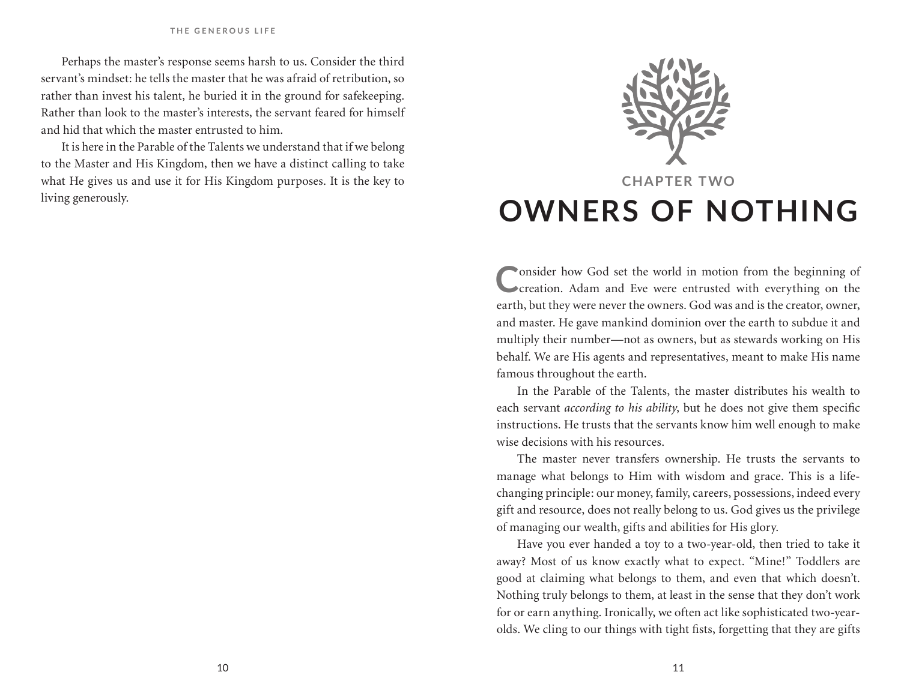Perhaps the master's response seems harsh to us. Consider the third servant's mindset: he tells the master that he was afraid of retribution, so rather than invest his talent, he buried it in the ground for safekeeping. Rather than look to the master's interests, the servant feared for himself and hid that which the master entrusted to him.

It is here in the Parable of the Talents we understand that if we belong to the Master and His Kingdom, then we have a distinct calling to take what He gives us and use it for His Kingdom purposes. It is the key to living generously.

## CHAPTER TWO

# OWNERS OF NOTHING

Consider how God set the world in motion from the beginning of creation. Adam and Eve were entrusted with everything on the earth, but they were never the owners. God was and is the creator, owner, and master. He gave mankind dominion over the earth to subdue it and multiply their number—not as owners, but as stewards working on His behalf. We are His agents and representatives, meant to make His name famous throughout the earth.

In the Parable of the Talents, the master distributes his wealth to each servant *according to his ability*, but he does not give them specific instructions. He trusts that the servants know him well enough to make wise decisions with his resources.

The master never transfers ownership. He trusts the servants to manage what belongs to Him with wisdom and grace. This is a life-changing principle: our money, family, careers, possessions, indeed every gift and resource, does not really belong to us. God gives us the privilege of managing our wealth, gifts and abilities for His glory.

Have you ever handed a toy to a two-year-old, then tried to take it away? Most of us know exactly what to expect. "Mine!" Toddlers are good at claiming what belongs to them, and even that which doesn't. Nothing truly belongs to them, at least in the sense that they don't work for or earn anything. Ironically, we often act like sophisticated two-year-olds. We cling to our things with tight fists, forgetting that they are gifts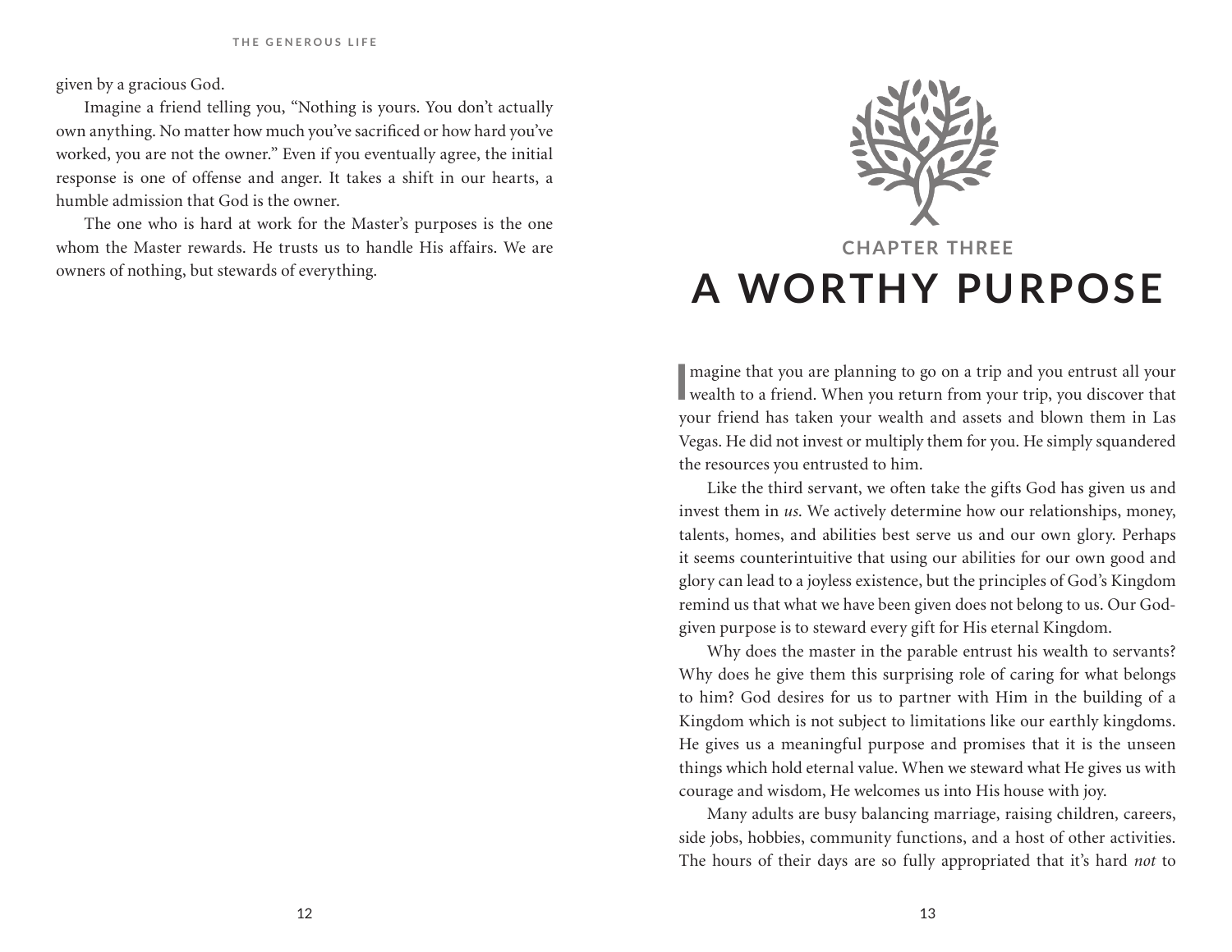given by a gracious God.

Imagine a friend telling you, "Nothing is yours. You don't actually own anything. No matter how much you've sacrificed or how hard you've worked, you are not the owner." Even if you eventually agree, the initial response is one of offense and anger. It takes a shift in our hearts, a humble admission that God is the owner.

The one who is hard at work for the Master's purposes is the one whom the Master rewards. He trusts us to handle His affairs. We are owners of nothing, but stewards of everything.

## CHAPTER THREE

# A WORTHY PURPOSE

Imagine that you are planning to go on a trip and you entrust all your wealth to a friend. When you return from your trip, you discover that your friend has taken your wealth and assets and blown them in Las Vegas. He did not invest or multiply them for you. He simply squandered the resources you entrusted to him.

Like the third servant, we often take the gifts God has given us and invest them in *us*. We actively determine how our relationships, money, talents, homes, and abilities best serve us and our own glory. Perhaps it seems counterintuitive that using our abilities for our own good and glory can lead to a joyless existence, but the principles of God's Kingdom remind us that what we have been given does not belong to us. Our God-given purpose is to steward every gift for His eternal Kingdom.

Why does the master in the parable entrust his wealth to servants? Why does he give them this surprising role of caring for what belongs to him? God desires for us to partner with Him in the building of a Kingdom which is not subject to limitations like our earthly kingdoms. He gives us a meaningful purpose and promises that it is the unseen things which hold eternal value. When we steward what He gives us with courage and wisdom, He welcomes us into His house with joy.

Many adults are busy balancing marriage, raising children, careers, side jobs, hobbies, community functions, and a host of other activities. The hours of their days are so fully appropriated that it's hard *not* to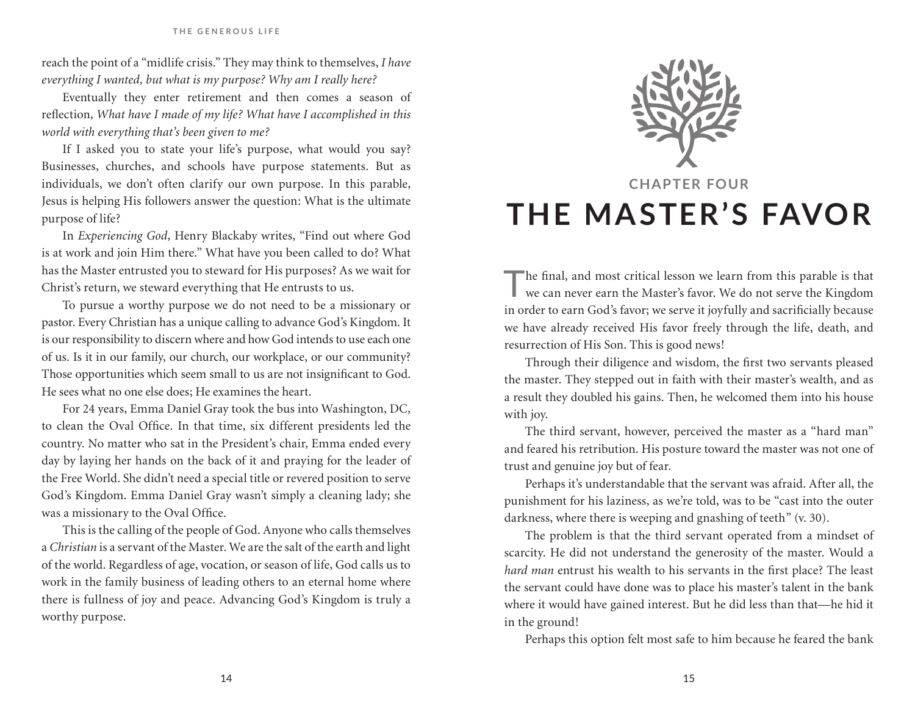reach the point of a "midlife crisis." They may think to themselves, *I have everything I wanted, but what is my purpose? Why am I really here?*

Eventually they enter retirement and then comes a season of reflection, *What have I made of my life? What have I accomplished in this world with everything that's been given to me?*

If I asked you to state your life's purpose, what would you say? Businesses, churches, and schools have purpose statements. But as individuals, we don't often clarify our own purpose. In this parable, Jesus is helping His followers answer the question: What is the ultimate purpose of life?

In *Experiencing God*, Henry Blackaby writes, "Find out where God is at work and join Him there." What have you been called to do? What has the Master entrusted you to steward for His purposes? As we wait for Christ's return, we steward everything that He entrusts to us.

To pursue a worthy purpose we do not need to be a missionary or pastor. Every Christian has a unique calling to advance God's Kingdom. It is our responsibility to discern where and how God intends to use each one of us. Is it in our family, our church, our workplace, or our community? Those opportunities which seem small to us are not insignificant to God. He sees what no one else does; He examines the heart.

For 24 years, Emma Daniel Gray took the bus into Washington, DC, to clean the Oval Office. In that time, six different presidents led the country. No matter who sat in the President's chair, Emma ended every day by laying her hands on the back of it and praying for the leader of the Free World. She didn't need a special title or revered position to serve God's Kingdom. Emma Daniel Gray wasn't simply a cleaning lady; she was a missionary to the Oval Office.

This is the calling of the people of God. Anyone who calls themselves a *Christian* is a servant of the Master. We are the salt of the earth and light of the world. Regardless of age, vocation, or season of life, God calls us to work in the family business of leading others to an eternal home where there is fullness of joy and peace. Advancing God's Kingdom is truly a worthy purpose.

## CHAPTER FOUR

# THE MASTER'S FAVOR

The final, and most critical lesson we learn from this parable is that we can never earn the Master's favor. We do not serve the Kingdom in order to earn God's favor; we serve it joyfully and sacrificially because we have already received His favor freely through the life, death, and resurrection of His Son. This is good news!

Through their diligence and wisdom, the first two servants pleased the master. They stepped out in faith with their master's wealth, and as a result they doubled his gains. Then, he welcomed them into his house with joy.

The third servant, however, perceived the master as a "hard man" and feared his retribution. His posture toward the master was not one of trust and genuine joy but of fear.

Perhaps it's understandable that the servant was afraid. After all, the punishment for his laziness, as we're told, was to be "cast into the outer darkness, where there is weeping and gnashing of teeth" (v. 30).

The problem is that the third servant operated from a mindset of scarcity. He did not understand the generosity of the master. Would a *hard man* entrust his wealth to his servants in the first place? The least the servant could have done was to place his master's talent in the bank where it would have gained interest. But he did less than that—he hid it in the ground!

Perhaps this option felt most safe to him because he feared the bank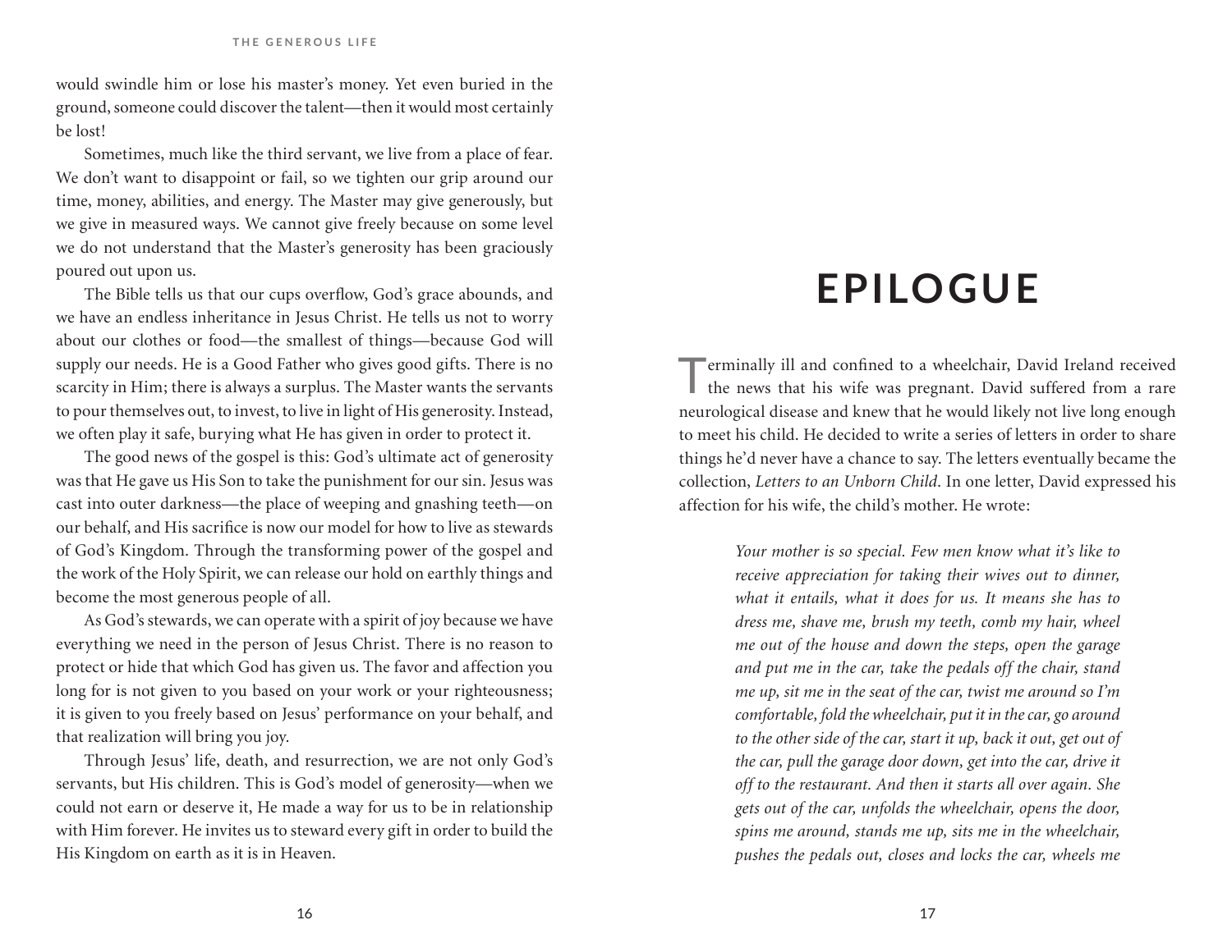would swindle him or lose his master's money. Yet even buried in the ground, someone could discover the talent—then it would most certainly be lost!

Sometimes, much like the third servant, we live from a place of fear. We don't want to disappoint or fail, so we tighten our grip around our time, money, abilities, and energy. The Master may give generously, but we give in measured ways. We cannot give freely because on some level we do not understand that the Master's generosity has been graciously poured out upon us.

The Bible tells us that our cups overflow, God's grace abounds, and we have an endless inheritance in Jesus Christ. He tells us not to worry about our clothes or food—the smallest of things—because God will supply our needs. He is a Good Father who gives good gifts. There is no scarcity in Him; there is always a surplus. The Master wants the servants to pour themselves out, to invest, to live in light of His generosity. Instead, we often play it safe, burying what He has given in order to protect it.

The good news of the gospel is this: God's ultimate act of generosity was that He gave us His Son to take the punishment for our sin. Jesus was cast into outer darkness—the place of weeping and gnashing teeth—on our behalf, and His sacrifice is now our model for how to live as stewards of God's Kingdom. Through the transforming power of the gospel and the work of the Holy Spirit, we can release our hold on earthly things and become the most generous people of all.

As God's stewards, we can operate with a spirit of joy because we have everything we need in the person of Jesus Christ. There is no reason to protect or hide that which God has given us. The favor and affection you long for is not given to you based on your work or your righteousness; it is given to you freely based on Jesus' performance on your behalf, and that realization will bring you joy.

Through Jesus' life, death, and resurrection, we are not only God's servants, but His children. This is God's model of generosity—when we could not earn or deserve it, He made a way for us to be in relationship with Him forever. He invites us to steward every gift in order to build the His Kingdom on earth as it is in Heaven.

# EPILOGUE

Terminally ill and confined to a wheelchair, David Ireland received the news that his wife was pregnant. David suffered from a rare neurological disease and knew that he would likely not live long enough to meet his child. He decided to write a series of letters in order to share things he'd never have a chance to say. The letters eventually became the collection, *Letters to an Unborn Child*. In one letter, David expressed his affection for his wife, the child's mother. He wrote:

> *Your mother is so special. Few men know what it's like to receive appreciation for taking their wives out to dinner, what it entails, what it does for us. It means she has to dress me, shave me, brush my teeth, comb my hair, wheel me out of the house and down the steps, open the garage and put me in the car, take the pedals off the chair, stand me up, sit me in the seat of the car, twist me around so I'm comfortable, fold the wheelchair, put it in the car, go around to the other side of the car, start it up, back it out, get out of the car, pull the garage door down, get into the car, drive it off to the restaurant. And then it starts all over again. She gets out of the car, unfolds the wheelchair, opens the door, spins me around, stands me up, sits me in the wheelchair, pushes the pedals out, closes and locks the car, wheels me*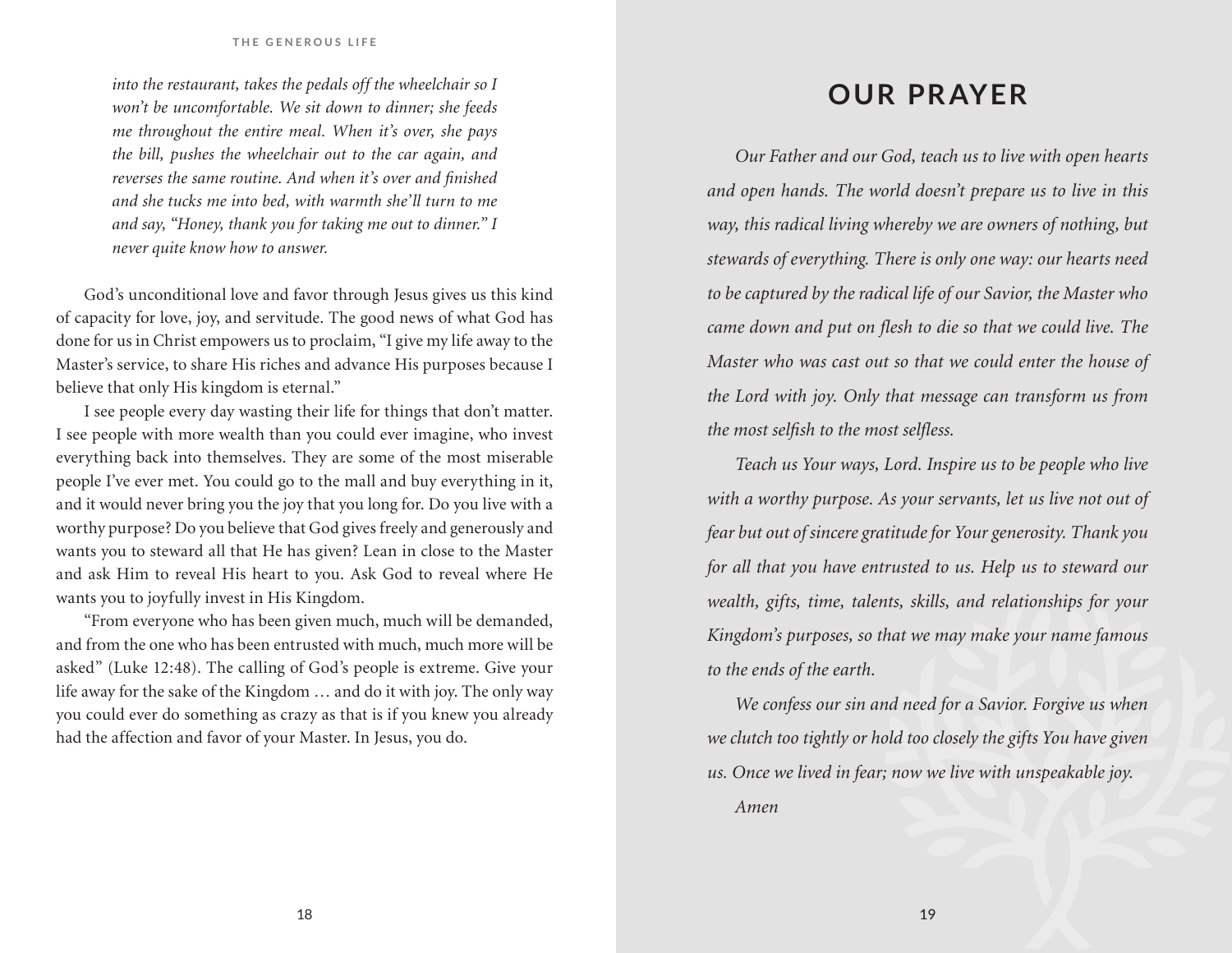*into the restaurant, takes the pedals off the wheelchair so I won't be uncomfortable. We sit down to dinner; she feeds me throughout the entire meal. When it's over, she pays the bill, pushes the wheelchair out to the car again, and reverses the same routine. And when it's over and finished and she tucks me into bed, with warmth she'll turn to me and say, "Honey, thank you for taking me out to dinner." I never quite know how to answer.*

God's unconditional love and favor through Jesus gives us this kind of capacity for love, joy, and servitude. The good news of what God has done for us in Christ empowers us to proclaim, "I give my life away to the Master's service, to share His riches and advance His purposes because I believe that only His kingdom is eternal."

I see people every day wasting their life for things that don't matter. I see people with more wealth than you could ever imagine, who invest everything back into themselves. They are some of the most miserable people I've ever met. You could go to the mall and buy everything in it, and it would never bring you the joy that you long for. Do you live with a worthy purpose? Do you believe that God gives freely and generously and wants you to steward all that He has given? Lean in close to the Master and ask Him to reveal His heart to you. Ask God to reveal where He wants you to joyfully invest in His Kingdom.

"From everyone who has been given much, much will be demanded, and from the one who has been entrusted with much, much more will be asked" (Luke 12:48). The calling of God's people is extreme. Give your life away for the sake of the Kingdom … and do it with joy. The only way you could ever do something as crazy as that is if you knew you already had the affection and favor of your Master. In Jesus, you do.

## OUR PRAYER

*Our Father and our God, teach us to live with open hearts and open hands. The world doesn't prepare us to live in this way, this radical living whereby we are owners of nothing, but stewards of everything. There is only one way: our hearts need to be captured by the radical life of our Savior, the Master who came down and put on flesh to die so that we could live. The Master who was cast out so that we could enter the house of the Lord with joy. Only that message can transform us from the most selfish to the most selfless.*

*Teach us Your ways, Lord. Inspire us to be people who live with a worthy purpose. As your servants, let us live not out of fear but out of sincere gratitude for Your generosity. Thank you for all that you have entrusted to us. Help us to steward our wealth, gifts, time, talents, skills, and relationships for your Kingdom's purposes, so that we may make your name famous to the ends of the earth.*

*We confess our sin and need for a Savior. Forgive us when we clutch too tightly or hold too closely the gifts You have given us. Once we lived in fear; now we live with unspeakable joy.*

*Amen*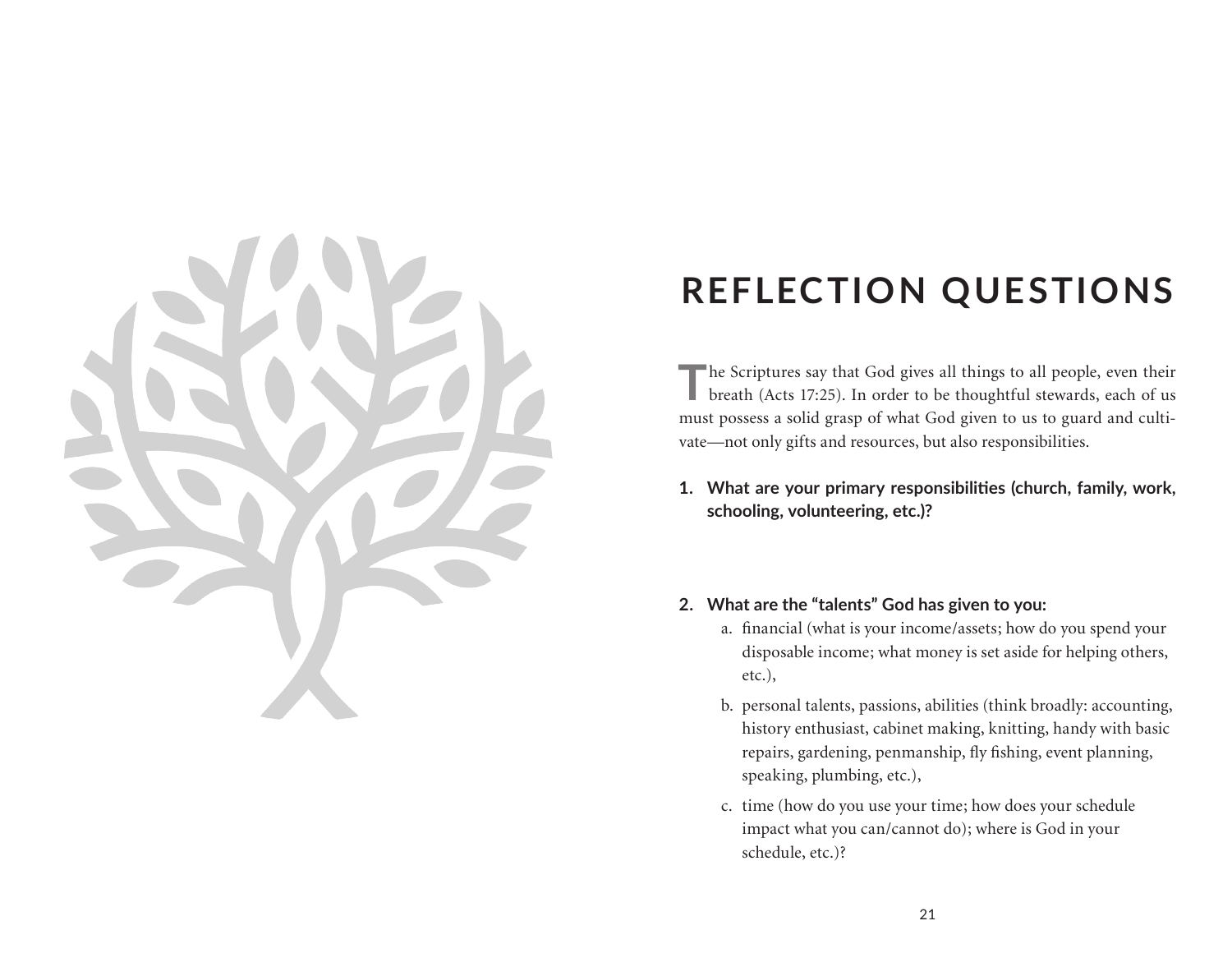# REFLECTION QUESTIONS

The Scriptures say that God gives all things to all people, even their breath (Acts 17:25). In order to be thoughtful stewards, each of us must possess a solid grasp of what God given to us to guard and cultivate—not only gifts and resources, but also responsibilities.

1. **What are your primary responsibilities (church, family, work, schooling, volunteering, etc.)?**

2. **What are the "talents" God has given to you:**
   a. financial (what is your income/assets; how do you spend your disposable income; what money is set aside for helping others, etc.),
   b. personal talents, passions, abilities (think broadly: accounting, history enthusiast, cabinet making, knitting, handy with basic repairs, gardening, penmanship, fly fishing, event planning, speaking, plumbing, etc.),
   c. time (how do you use your time; how does your schedule impact what you can/cannot do); where is God in your schedule, etc.)?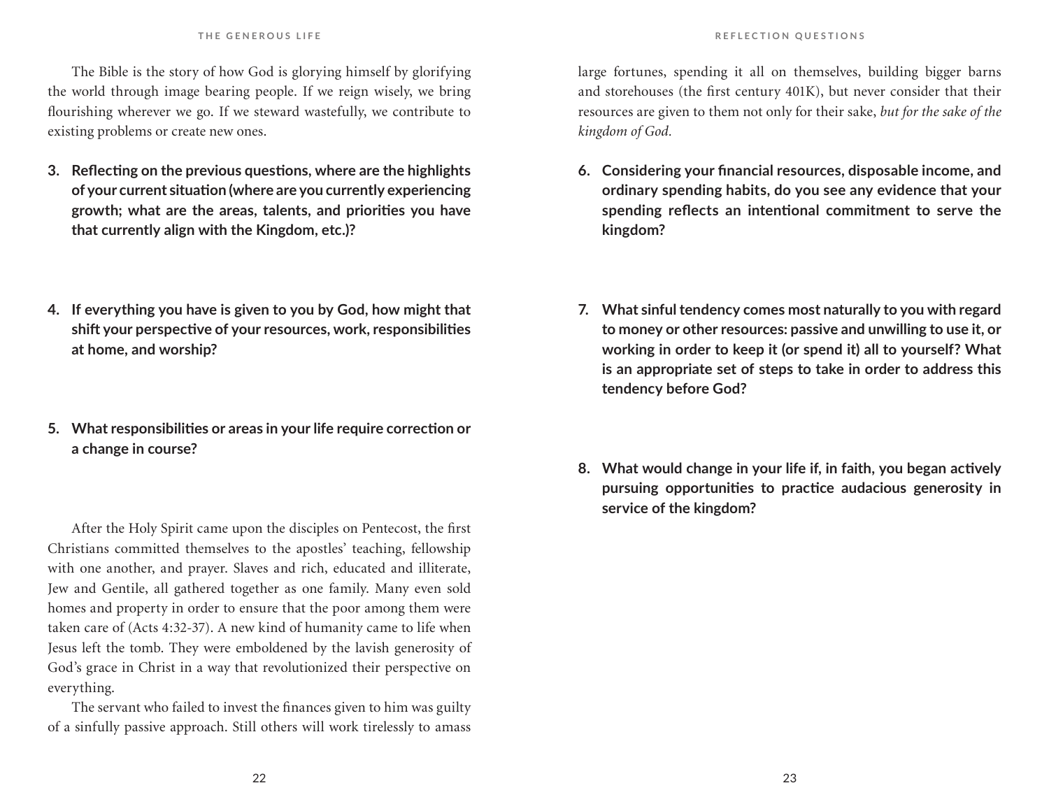The Bible is the story of how God is glorying himself by glorifying the world through image bearing people. If we reign wisely, we bring flourishing wherever we go. If we steward wastefully, we contribute to existing problems or create new ones.

3. **Reflecting on the previous questions, where are the highlights of your current situation (where are you currently experiencing growth; what are the areas, talents, and priorities you have that currently align with the Kingdom, etc.)?**

4. **If everything you have is given to you by God, how might that shift your perspective of your resources, work, responsibilities at home, and worship?**

5. **What responsibilities or areas in your life require correction or a change in course?**

After the Holy Spirit came upon the disciples on Pentecost, the first Christians committed themselves to the apostles' teaching, fellowship with one another, and prayer. Slaves and rich, educated and illiterate, Jew and Gentile, all gathered together as one family. Many even sold homes and property in order to ensure that the poor among them were taken care of (Acts 4:32-37). A new kind of humanity came to life when Jesus left the tomb. They were emboldened by the lavish generosity of God's grace in Christ in a way that revolutionized their perspective on everything.

The servant who failed to invest the finances given to him was guilty of a sinfully passive approach. Still others will work tirelessly to amass large fortunes, spending it all on themselves, building bigger barns and storehouses (the first century 401K), but never consider that their resources are given to them not only for their sake, *but for the sake of the kingdom of God.*

6. **Considering your financial resources, disposable income, and ordinary spending habits, do you see any evidence that your spending reflects an intentional commitment to serve the kingdom?**

7. **What sinful tendency comes most naturally to you with regard to money or other resources: passive and unwilling to use it, or working in order to keep it (or spend it) all to yourself? What is an appropriate set of steps to take in order to address this tendency before God?**

8. **What would change in your life if, in faith, you began actively pursuing opportunities to practice audacious generosity in service of the kingdom?**